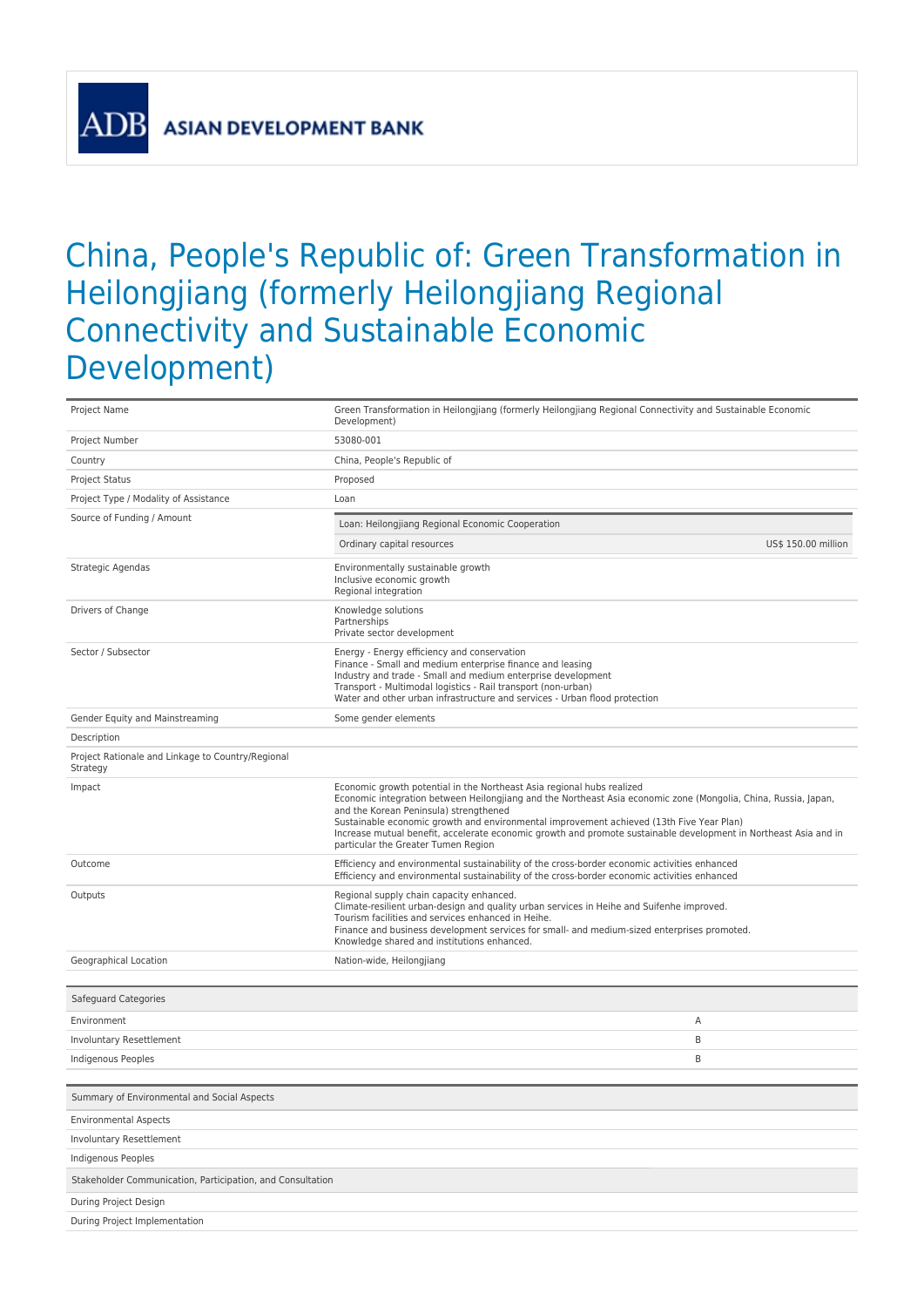ADB ASIAN DEVELOPMENT BANK

# China, People's Republic of: Green Transformation in Heilongjiang (formerly Heilongjiang Regional Connectivity and Sustainable Economic Development)

| | |
|---|---|
| Project Name | Green Transformation in Heilongjiang (formerly Heilongjiang Regional Connectivity and Sustainable Economic Development) |
| Project Number | 53080-001 |
| Country | China, People's Republic of |
| Project Status | Proposed |
| Project Type / Modality of Assistance | Loan |
| Source of Funding / Amount | Loan: Heilongjiang Regional Economic Cooperation<br>Ordinary capital resources US$ 150.00 million |
| Strategic Agendas | Environmentally sustainable growth<br>Inclusive economic growth<br>Regional integration |
| Drivers of Change | Knowledge solutions<br>Partnerships<br>Private sector development |
| Sector / Subsector | Energy - Energy efficiency and conservation<br>Finance - Small and medium enterprise finance and leasing<br>Industry and trade - Small and medium enterprise development<br>Transport - Multimodal logistics - Rail transport (non-urban)<br>Water and other urban infrastructure and services - Urban flood protection |
| Gender Equity and Mainstreaming | Some gender elements |
| Description | |
| Project Rationale and Linkage to Country/Regional Strategy | |
| Impact | Economic growth potential in the Northeast Asia regional hubs realized<br>Economic integration between Heilongjiang and the Northeast Asia economic zone (Mongolia, China, Russia, Japan, and the Korean Peninsula) strengthened<br>Sustainable economic growth and environmental improvement achieved (13th Five Year Plan)<br>Increase mutual benefit, accelerate economic growth and promote sustainable development in Northeast Asia and in particular the Greater Tumen Region |
| Outcome | Efficiency and environmental sustainability of the cross-border economic activities enhanced<br>Efficiency and environmental sustainability of the cross-border economic activities enhanced |
| Outputs | Regional supply chain capacity enhanced.<br>Climate-resilient urban-design and quality urban services in Heihe and Suifenhe improved.<br>Tourism facilities and services enhanced in Heihe.<br>Finance and business development services for small- and medium-sized enterprises promoted.<br>Knowledge shared and institutions enhanced. |
| Geographical Location | Nation-wide, Heilongjiang |

| Safeguard Categories | |
|---|---|
| Environment | A |
| Involuntary Resettlement | B |
| Indigenous Peoples | B |

| Summary of Environmental and Social Aspects |
|---|
| Environmental Aspects |
| Involuntary Resettlement |
| Indigenous Peoples |

| Stakeholder Communication, Participation, and Consultation |
|---|
| During Project Design |
| During Project Implementation |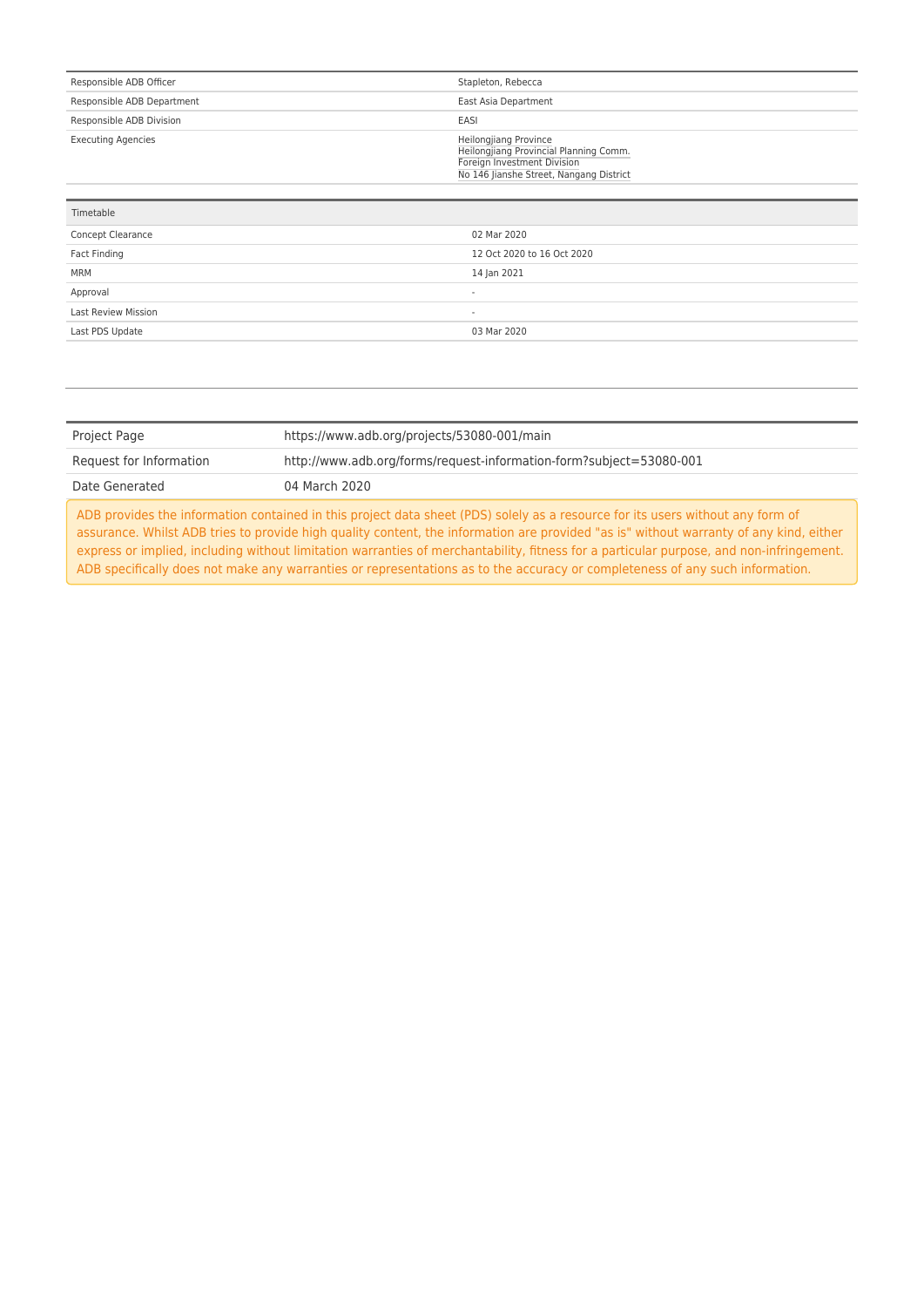| | |
|---|---|
| Responsible ADB Officer | Stapleton, Rebecca |
| Responsible ADB Department | East Asia Department |
| Responsible ADB Division | EASI |
| Executing Agencies | Heilongjiang Province<br>Heilongjiang Provincial Planning Comm.<br>Foreign Investment Division<br>No 146 Jianshe Street, Nangang District |

| Timetable | |
|---|---|
| Concept Clearance | 02 Mar 2020 |
| Fact Finding | 12 Oct 2020 to 16 Oct 2020 |
| MRM | 14 Jan 2021 |
| Approval | - |
| Last Review Mission | - |
| Last PDS Update | 03 Mar 2020 |

| | |
|---|---|
| Project Page | https://www.adb.org/projects/53080-001/main |
| Request for Information | http://www.adb.org/forms/request-information-form?subject=53080-001 |
| Date Generated | 04 March 2020 |

ADB provides the information contained in this project data sheet (PDS) solely as a resource for its users without any form of assurance. Whilst ADB tries to provide high quality content, the information are provided "as is" without warranty of any kind, either express or implied, including without limitation warranties of merchantability, fitness for a particular purpose, and non-infringement. ADB specifically does not make any warranties or representations as to the accuracy or completeness of any such information.